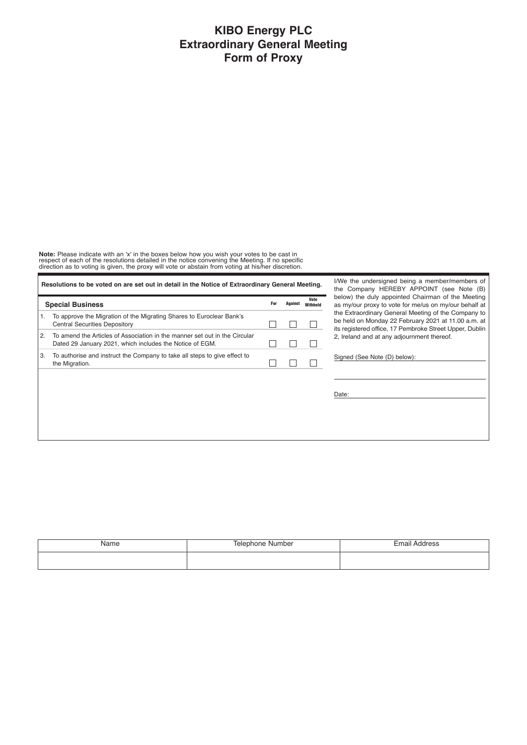# KIBO Energy PLC
# Extraordinary General Meeting
# Form of Proxy

**Note:** Please indicate with an 'x' in the boxes below how you wish your votes to be cast in respect of each of the resolutions detailed in the notice convening the Meeting. If no specific direction as to voting is given, the proxy will vote or abstain from voting at his/her discretion.

**Resolutions to be voted on are set out in detail in the Notice of Extraordinary General Meeting.**

| | **Special Business** | For | Against | Vote Withheld |
|---|---|---|---|---|
| 1. | To approve the Migration of the Migrating Shares to Euroclear Bank's Central Securities Depository | ☐ | ☐ | ☐ |
| 2. | To amend the Articles of Association in the manner set out in the Circular Dated 29 January 2021, which includes the Notice of EGM. | ☐ | ☐ | ☐ |
| 3. | To authorise and instruct the Company to take all steps to give effect to the Migration. | ☐ | ☐ | ☐ |

I/We the undersigned being a member/members of the Company HEREBY APPOINT (see Note (B) below) the duly appointed Chairman of the Meeting as my/our proxy to vote for me/us on my/our behalf at the Extraordinary General Meeting of the Company to be held on Monday 22 February 2021 at 11.00 a.m. at its registered office, 17 Pembroke Street Upper, Dublin 2, Ireland and at any adjournment thereof.

Signed (See Note (D) below): \_\_\_\_\_\_\_\_\_\_\_\_\_\_\_\_\_\_\_\_\_\_\_\_

\_\_\_\_\_\_\_\_\_\_\_\_\_\_\_\_\_\_\_\_\_\_\_\_

Date: \_\_\_\_\_\_\_\_\_\_\_\_\_\_\_\_\_\_\_\_\_\_\_\_

| Name | Telephone Number | Email Address |
|---|---|---|
| | | |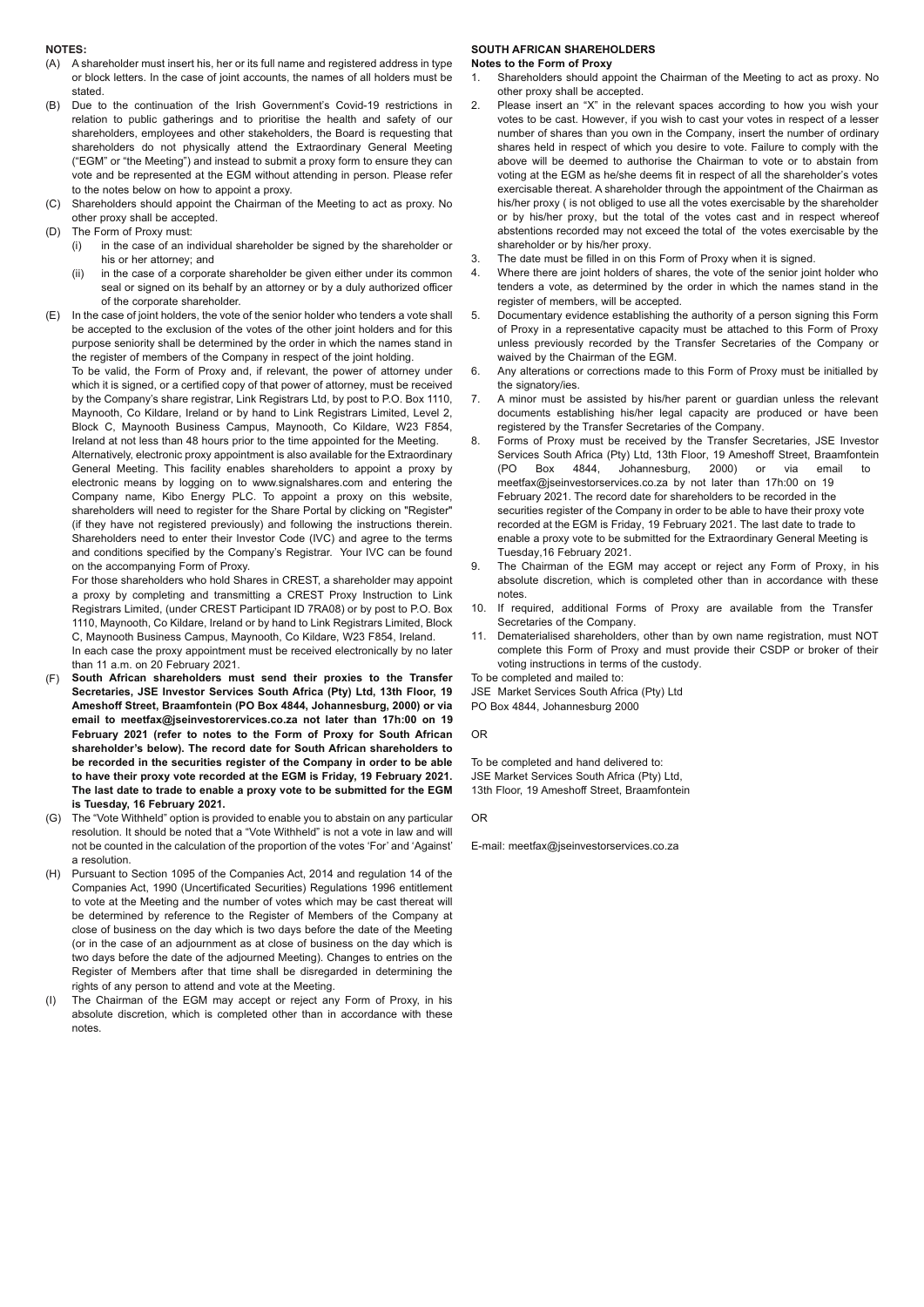**NOTES:**

(A) A shareholder must insert his, her or its full name and registered address in type or block letters. In the case of joint accounts, the names of all holders must be stated.

(B) Due to the continuation of the Irish Government's Covid-19 restrictions in relation to public gatherings and to prioritise the health and safety of our shareholders, employees and other stakeholders, the Board is requesting that shareholders do not physically attend the Extraordinary General Meeting ("EGM" or "the Meeting") and instead to submit a proxy form to ensure they can vote and be represented at the EGM without attending in person. Please refer to the notes below on how to appoint a proxy.

(C) Shareholders should appoint the Chairman of the Meeting to act as proxy. No other proxy shall be accepted.

(D) The Form of Proxy must:
   (i) in the case of an individual shareholder be signed by the shareholder or his or her attorney; and
   (ii) in the case of a corporate shareholder be given either under its common seal or signed on its behalf by an attorney or by a duly authorized officer of the corporate shareholder.

(E) In the case of joint holders, the vote of the senior holder who tenders a vote shall be accepted to the exclusion of the votes of the other joint holders and for this purpose seniority shall be determined by the order in which the names stand in the register of members of the Company in respect of the joint holding.

To be valid, the Form of Proxy and, if relevant, the power of attorney under which it is signed, or a certified copy of that power of attorney, must be received by the Company's share registrar, Link Registrars Ltd, by post to P.O. Box 1110, Maynooth, Co Kildare, Ireland or by hand to Link Registrars Limited, Level 2, Block C, Maynooth Business Campus, Maynooth, Co Kildare, W23 F854, Ireland at not less than 48 hours prior to the time appointed for the Meeting.

Alternatively, electronic proxy appointment is also available for the Extraordinary General Meeting. This facility enables shareholders to appoint a proxy by electronic means by logging on to www.signalshares.com and entering the Company name, Kibo Energy PLC. To appoint a proxy on this website, shareholders will need to register for the Share Portal by clicking on "Register" (if they have not registered previously) and following the instructions therein. Shareholders need to enter their Investor Code (IVC) and agree to the terms and conditions specified by the Company's Registrar. Your IVC can be found on the accompanying Form of Proxy.

For those shareholders who hold Shares in CREST, a shareholder may appoint a proxy by completing and transmitting a CREST Proxy Instruction to Link Registrars Limited, (under CREST Participant ID 7RA08) or by post to P.O. Box 1110, Maynooth, Co Kildare, Ireland or by hand to Link Registrars Limited, Block C, Maynooth Business Campus, Maynooth, Co Kildare, W23 F854, Ireland.

In each case the proxy appointment must be received electronically by no later than 11 a.m. on 20 February 2021.

(F) **South African shareholders must send their proxies to the Transfer Secretaries, JSE Investor Services South Africa (Pty) Ltd, 13th Floor, 19 Ameshoff Street, Braamfontein (PO Box 4844, Johannesburg, 2000) or via email to meetfax@jseinvestorervices.co.za not later than 17h:00 on 19 February 2021 (refer to notes to the Form of Proxy for South African shareholder's below). The record date for South African shareholders to be recorded in the securities register of the Company in order to be able to have their proxy vote recorded at the EGM is Friday, 19 February 2021. The last date to trade to enable a proxy vote to be submitted for the EGM is Tuesday, 16 February 2021.**

(G) The "Vote Withheld" option is provided to enable you to abstain on any particular resolution. It should be noted that a "Vote Withheld" is not a vote in law and will not be counted in the calculation of the proportion of the votes 'For' and 'Against' a resolution.

(H) Pursuant to Section 1095 of the Companies Act, 2014 and regulation 14 of the Companies Act, 1990 (Uncertificated Securities) Regulations 1996 entitlement to vote at the Meeting and the number of votes which may be cast thereat will be determined by reference to the Register of Members of the Company at close of business on the day which is two days before the date of the Meeting (or in the case of an adjournment as at close of business on the day which is two days before the date of the adjourned Meeting). Changes to entries on the Register of Members after that time shall be disregarded in determining the rights of any person to attend and vote at the Meeting.

(I) The Chairman of the EGM may accept or reject any Form of Proxy, in his absolute discretion, which is completed other than in accordance with these notes.

**SOUTH AFRICAN SHAREHOLDERS**

**Notes to the Form of Proxy**

1. Shareholders should appoint the Chairman of the Meeting to act as proxy. No other proxy shall be accepted.
2. Please insert an "X" in the relevant spaces according to how you wish your votes to be cast. However, if you wish to cast your votes in respect of a lesser number of shares than you own in the Company, insert the number of ordinary shares held in respect of which you desire to vote. Failure to comply with the above will be deemed to authorise the Chairman to vote or to abstain from voting at the EGM as he/she deems fit in respect of all the shareholder's votes exercisable thereat. A shareholder through the appointment of the Chairman as his/her proxy ( is not obliged to use all the votes exercisable by the shareholder or by his/her proxy, but the total of the votes cast and in respect whereof abstentions recorded may not exceed the total of the votes exercisable by the shareholder or by his/her proxy.
3. The date must be filled in on this Form of Proxy when it is signed.
4. Where there are joint holders of shares, the vote of the senior joint holder who tenders a vote, as determined by the order in which the names stand in the register of members, will be accepted.
5. Documentary evidence establishing the authority of a person signing this Form of Proxy in a representative capacity must be attached to this Form of Proxy unless previously recorded by the Transfer Secretaries of the Company or waived by the Chairman of the EGM.
6. Any alterations or corrections made to this Form of Proxy must be initialled by the signatory/ies.
7. A minor must be assisted by his/her parent or guardian unless the relevant documents establishing his/her legal capacity are produced or have been registered by the Transfer Secretaries of the Company.
8. Forms of Proxy must be received by the Transfer Secretaries, JSE Investor Services South Africa (Pty) Ltd, 13th Floor, 19 Ameshoff Street, Braamfontein (PO Box 4844, Johannesburg, 2000) or via email to meetfax@jseinvestorservices.co.za by not later than 17h:00 on 19 February 2021. The record date for shareholders to be recorded in the securities register of the Company in order to be able to have their proxy vote recorded at the EGM is Friday, 19 February 2021. The last date to trade to enable a proxy vote to be submitted for the Extraordinary General Meeting is Tuesday,16 February 2021.
9. The Chairman of the EGM may accept or reject any Form of Proxy, in his absolute discretion, which is completed other than in accordance with these notes.
10. If required, additional Forms of Proxy are available from the Transfer Secretaries of the Company.
11. Dematerialised shareholders, other than by own name registration, must NOT complete this Form of Proxy and must provide their CSDP or broker of their voting instructions in terms of the custody.

To be completed and mailed to:
JSE Market Services South Africa (Pty) Ltd
PO Box 4844, Johannesburg 2000

OR

To be completed and hand delivered to:
JSE Market Services South Africa (Pty) Ltd,
13th Floor, 19 Ameshoff Street, Braamfontein

OR

E-mail: meetfax@jseinvestorservices.co.za